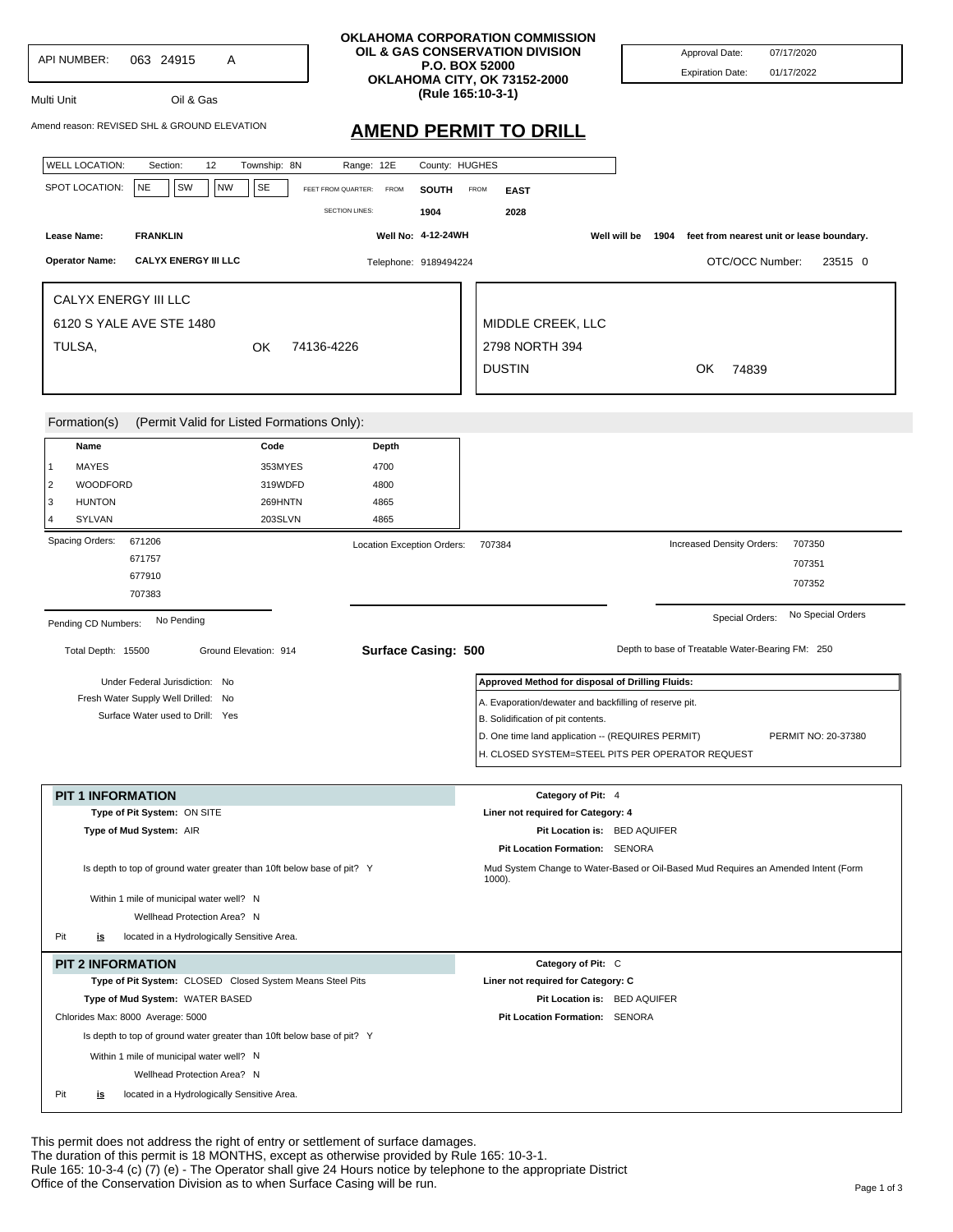API NUMBER: 063 24915 A

Multi Unit Oil & Gas

Amend reason: REVISED SHL & GROUND ELEVATION

**OKLAHOMA CORPORATION COMMISSION**
**OIL & GAS CONSERVATION DIVISION**
**P.O. BOX 52000**
**OKLAHOMA CITY, OK 73152-2000**
**(Rule 165:10-3-1)**

Approval Date: 07/17/2020
Expiration Date: 01/17/2022

# AMEND PERMIT TO DRILL

WELL LOCATION: Section: 12 Township: 8N Range: 12E County: HUGHES

SPOT LOCATION: NE SW NW SE FEET FROM QUARTER: FROM **SOUTH** FROM **EAST**

SECTION LINES: **1904** **2028**

**Lease Name:** **FRANKLIN** **Well No: 4-12-24WH** **Well will be 1904 feet from nearest unit or lease boundary.**

**Operator Name:** **CALYX ENERGY III LLC** Telephone: 9189494224 OTC/OCC Number: 23515 0

CALYX ENERGY III LLC
6120 S YALE AVE STE 1480
TULSA, OK 74136-4226

MIDDLE CREEK, LLC
2798 NORTH 394
DUSTIN OK 74839

Formation(s) (Permit Valid for Listed Formations Only):

| | Name | Code | Depth |
|---|---|---|---|
| 1 | MAYES | 353MYES | 4700 |
| 2 | WOODFORD | 319WDFD | 4800 |
| 3 | HUNTON | 269HNTN | 4865 |
| 4 | SYLVAN | 203SLVN | 4865 |

Spacing Orders: 671206, 671757, 677910, 707383

Location Exception Orders: 707384

Increased Density Orders: 707350, 707351, 707352

Pending CD Numbers: No Pending

Special Orders: No Special Orders

Total Depth: 15500 Ground Elevation: 914 **Surface Casing: 500** Depth to base of Treatable Water-Bearing FM: 250

Under Federal Jurisdiction: No
Fresh Water Supply Well Drilled: No
Surface Water used to Drill: Yes

**Approved Method for disposal of Drilling Fluids:**

A. Evaporation/dewater and backfilling of reserve pit.
B. Solidification of pit contents.
D. One time land application -- (REQUIRES PERMIT) PERMIT NO: 20-37380
H. CLOSED SYSTEM=STEEL PITS PER OPERATOR REQUEST

## PIT 1 INFORMATION

**Type of Pit System:** ON SITE
**Type of Mud System:** AIR

Is depth to top of ground water greater than 10ft below base of pit? Y

Within 1 mile of municipal water well? N

Wellhead Protection Area? N

Pit **is** located in a Hydrologically Sensitive Area.

**Category of Pit:** 4
**Liner not required for Category: 4**
**Pit Location is:** BED AQUIFER
**Pit Location Formation:** SENORA

Mud System Change to Water-Based or Oil-Based Mud Requires an Amended Intent (Form 1000).

## PIT 2 INFORMATION

**Type of Pit System:** CLOSED Closed System Means Steel Pits
**Type of Mud System:** WATER BASED
Chlorides Max: 8000 Average: 5000

Is depth to top of ground water greater than 10ft below base of pit? Y

Within 1 mile of municipal water well? N

Wellhead Protection Area? N

Pit **is** located in a Hydrologically Sensitive Area.

**Category of Pit:** C
**Liner not required for Category: C**
**Pit Location is:** BED AQUIFER
**Pit Location Formation:** SENORA

This permit does not address the right of entry or settlement of surface damages.
The duration of this permit is 18 MONTHS, except as otherwise provided by Rule 165: 10-3-1.
Rule 165: 10-3-4 (c) (7) (e) - The Operator shall give 24 Hours notice by telephone to the appropriate District Office of the Conservation Division as to when Surface Casing will be run.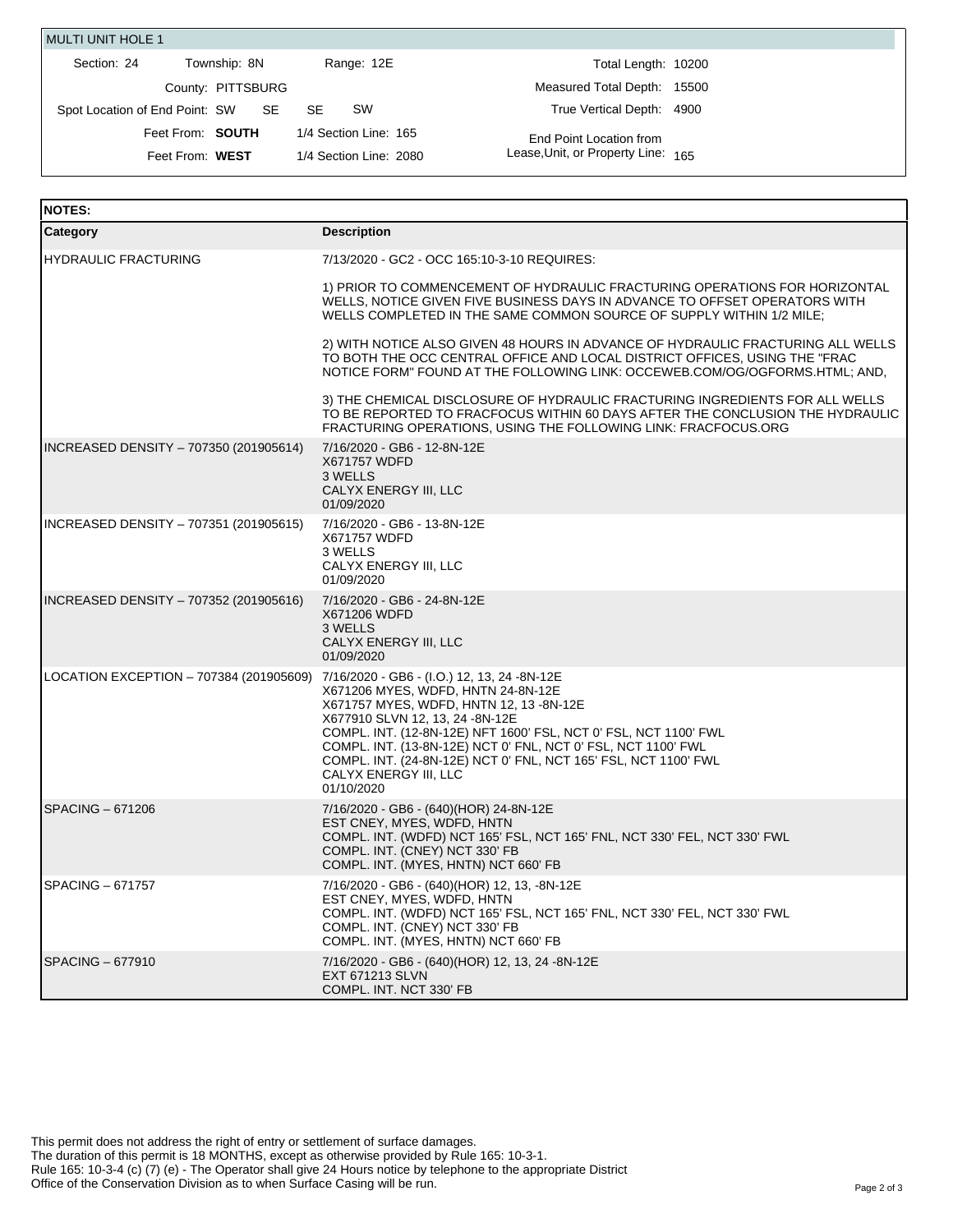## MULTI UNIT HOLE 1

| | | | |
|---|---|---|---|
| Section: 24 | Township: 8N | Range: 12E | Total Length: 10200 |
| County: PITTSBURG | | | Measured Total Depth: 15500 |
| Spot Location of End Point: SW SE SE SW | | | True Vertical Depth: 4900 |
| Feet From: **SOUTH** | 1/4 Section Line: 165 | | End Point Location from Lease,Unit, or Property Line: 165 |
| Feet From: **WEST** | 1/4 Section Line: 2080 | | |

## NOTES:

| Category | Description |
|---|---|
| HYDRAULIC FRACTURING | 7/13/2020 - GC2 - OCC 165:10-3-10 REQUIRES:<br><br>1) PRIOR TO COMMENCEMENT OF HYDRAULIC FRACTURING OPERATIONS FOR HORIZONTAL WELLS, NOTICE GIVEN FIVE BUSINESS DAYS IN ADVANCE TO OFFSET OPERATORS WITH WELLS COMPLETED IN THE SAME COMMON SOURCE OF SUPPLY WITHIN 1/2 MILE;<br><br>2) WITH NOTICE ALSO GIVEN 48 HOURS IN ADVANCE OF HYDRAULIC FRACTURING ALL WELLS TO BOTH THE OCC CENTRAL OFFICE AND LOCAL DISTRICT OFFICES, USING THE "FRAC NOTICE FORM" FOUND AT THE FOLLOWING LINK: OCCEWEB.COM/OG/OGFORMS.HTML; AND,<br><br>3) THE CHEMICAL DISCLOSURE OF HYDRAULIC FRACTURING INGREDIENTS FOR ALL WELLS TO BE REPORTED TO FRACFOCUS WITHIN 60 DAYS AFTER THE CONCLUSION THE HYDRAULIC FRACTURING OPERATIONS, USING THE FOLLOWING LINK: FRACFOCUS.ORG |
| INCREASED DENSITY – 707350 (201905614) | 7/16/2020 - GB6 - 12-8N-12E<br>X671757 WDFD<br>3 WELLS<br>CALYX ENERGY III, LLC<br>01/09/2020 |
| INCREASED DENSITY – 707351 (201905615) | 7/16/2020 - GB6 - 13-8N-12E<br>X671757 WDFD<br>3 WELLS<br>CALYX ENERGY III, LLC<br>01/09/2020 |
| INCREASED DENSITY – 707352 (201905616) | 7/16/2020 - GB6 - 24-8N-12E<br>X671206 WDFD<br>3 WELLS<br>CALYX ENERGY III, LLC<br>01/09/2020 |
| LOCATION EXCEPTION – 707384 (201905609) | 7/16/2020 - GB6 - (I.O.) 12, 13, 24 -8N-12E<br>X671206 MYES, WDFD, HNTN 24-8N-12E<br>X671757 MYES, WDFD, HNTN 12, 13 -8N-12E<br>X677910 SLVN 12, 13, 24 -8N-12E<br>COMPL. INT. (12-8N-12E) NFT 1600' FSL, NCT 0' FSL, NCT 1100' FWL<br>COMPL. INT. (13-8N-12E) NCT 0' FNL, NCT 0' FSL, NCT 1100' FWL<br>COMPL. INT. (24-8N-12E) NCT 0' FNL, NCT 165' FSL, NCT 1100' FWL<br>CALYX ENERGY III, LLC<br>01/10/2020 |
| SPACING – 671206 | 7/16/2020 - GB6 - (640)(HOR) 24-8N-12E<br>EST CNEY, MYES, WDFD, HNTN<br>COMPL. INT. (WDFD) NCT 165' FSL, NCT 165' FNL, NCT 330' FEL, NCT 330' FWL<br>COMPL. INT. (CNEY) NCT 330' FB<br>COMPL. INT. (MYES, HNTN) NCT 660' FB |
| SPACING – 671757 | 7/16/2020 - GB6 - (640)(HOR) 12, 13, -8N-12E<br>EST CNEY, MYES, WDFD, HNTN<br>COMPL. INT. (WDFD) NCT 165' FSL, NCT 165' FNL, NCT 330' FEL, NCT 330' FWL<br>COMPL. INT. (CNEY) NCT 330' FB<br>COMPL. INT. (MYES, HNTN) NCT 660' FB |
| SPACING – 677910 | 7/16/2020 - GB6 - (640)(HOR) 12, 13, 24 -8N-12E<br>EXT 671213 SLVN<br>COMPL. INT. NCT 330' FB |

This permit does not address the right of entry or settlement of surface damages.
The duration of this permit is 18 MONTHS, except as otherwise provided by Rule 165: 10-3-1.
Rule 165: 10-3-4 (c) (7) (e) - The Operator shall give 24 Hours notice by telephone to the appropriate District Office of the Conservation Division as to when Surface Casing will be run.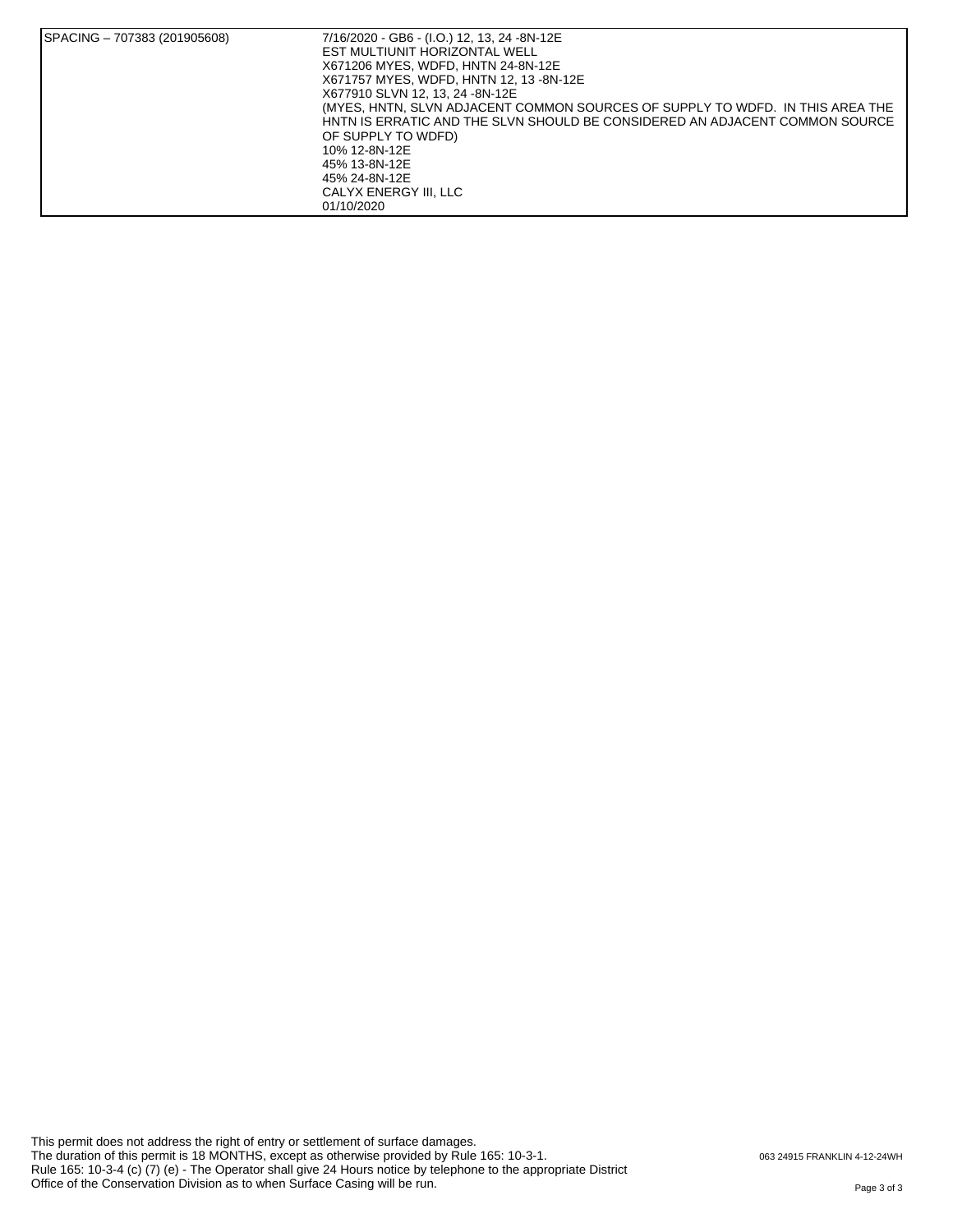| SPACING – 707383 (201905608) | 7/16/2020 - GB6 - (I.O.) 12, 13, 24 -8N-12E<br>EST MULTIUNIT HORIZONTAL WELL<br>X671206 MYES, WDFD, HNTN 24-8N-12E<br>X671757 MYES, WDFD, HNTN 12, 13 -8N-12E<br>X677910 SLVN 12, 13, 24 -8N-12E<br>(MYES, HNTN, SLVN ADJACENT COMMON SOURCES OF SUPPLY TO WDFD. IN THIS AREA THE HNTN IS ERRATIC AND THE SLVN SHOULD BE CONSIDERED AN ADJACENT COMMON SOURCE OF SUPPLY TO WDFD)<br>10% 12-8N-12E<br>45% 13-8N-12E<br>45% 24-8N-12E<br>CALYX ENERGY III, LLC<br>01/10/2020 |
| --- | --- |

This permit does not address the right of entry or settlement of surface damages.
The duration of this permit is 18 MONTHS, except as otherwise provided by Rule 165: 10-3-1.
Rule 165: 10-3-4 (c) (7) (e) - The Operator shall give 24 Hours notice by telephone to the appropriate District Office of the Conservation Division as to when Surface Casing will be run.

063 24915 FRANKLIN 4-12-24WH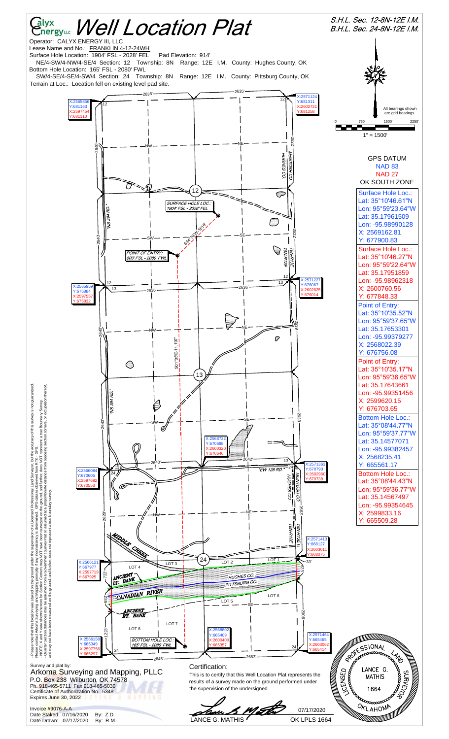# Calyx Energy LLC Well Location Plat

S.H.L. Sec. 12-8N-12E I.M.
B.H.L. Sec. 24-8N-12E I.M.

Operator: CALYX ENERGY III, LLC
Lease Name and No.: FRANKLIN 4-12-24WH
Surface Hole Location: 1904' FSL - 2028' FEL  Pad Elevation: 914'
NE/4-SW/4-NW/4-SE/4 Section: 12 Township: 8N Range: 12E I.M. County: Hughes County, OK
Bottom Hole Location: 165' FSL - 2080' FWL
SW/4-SE/4-SE/4-SW/4 Section: 24 Township: 8N Range: 12E I.M. County: Pittsburg County, OK
Terrain at Loc.: Location fell on existing level pad site.

All bearings shown are grid bearings.

0' 750' 1500' 2250'
1" = 1500'

GPS DATUM
NAD 83
NAD 27
OK SOUTH ZONE

Surface Hole Loc.:
Lat: 35°10'46.61"N
Lon: 95°59'23.64"W
Lat: 35.17961509
Lon: -95.98990128
X: 2569162.81
Y: 677900.83

Surface Hole Loc.:
Lat: 35°10'46.27"N
Lon: 95°59'22.64"W
Lat: 35.17951859
Lon: -95.98962318
X: 2600760.56
Y: 677848.33

Point of Entry:
Lat: 35°10'35.52"N
Lon: 95°59'37.65"W
Lat: 35.17653301
Lon: -95.99379277
X: 2568022.39
Y: 676756.08

Point of Entry:
Lat: 35°10'35.17"N
Lon: 95°59'36.65"W
Lat: 35.17643661
Lon: -95.99351456
X: 2599620.15
Y: 676703.65

Bottom Hole Loc.:
Lat: 35°08'44.77"N
Lon: 95°59'37.77"W
Lat: 35.14577071
Lon: -95.99382457
X: 2568235.41
Y: 665561.17

Bottom Hole Loc.:
Lat: 35°08'44.43"N
Lon: 95°59'36.77"W
Lat: 35.14567497
Lon: -95.99354645
X: 2599833.16
Y: 665509.28

SURFACE HOLE LOC.: 1904' FSL - 2028' FEL
S44°54'W-1616'
POINT OF ENTRY: 800' FSL - 2080' FWL
S01°05'E-11,197'
BOTTOM HOLE LOC.: 165' FSL - 2080' FWL

X:2565856 Y:681163 X:2597454 Y:681110
X:2571124 Y:681311 X:2602721 Y:681258
X:2565959 Y:675884 X:2597557 Y:675832
X:2571227 Y:676067 X:2602825 Y:676014
X:2568722 Y:670698 X:2600320 Y:670646
X:2566084 Y:670605 X:2597682 Y:670553
X:2571363 Y:670790 X:2602960 Y:670738
X:2571413 Y:668127 X:2603011 Y:668075
X:2566121 Y:667977 X:2597719 Y:667925
X:2568802 Y:665409 X:2600400 Y:665357
X:2566158 Y:665349 X:2597756 Y:665297
X:2571464 Y:665465 X:2603062 Y:665414

2635' 2635' 2640' 2622' 2640' 2622' 2636' 2636' 2640' 2639' 2640' 2639' 2640' 2642' 2628' 2663' 722' 682' 1223' 33' 2006' 2645' 2663'

"NS 394 RD." "EW 128 RD." McINTOSH CO. HUGHES CO. PITTSBURG CO. T8N-R13E T8N-R12E MIDDLE CREEK CANADIAN RIVER ANCIENT LT. BANK ANCIENT RT. BANK LOT 1 LOT 2 LOT 3 LOT 4 LOT 5 LOT 6 LOT 7 LOT 8

- Please note that this location was staked on the ground under the supervision of a Licensed Professional Land Surveyor, but the accuracy of this survey is not guaranteed. Please contact Arkoma Surveying and Mapping promptly if any inconsistency is determined. GPS data is observed from RTK - GPS.
- NOTE: X and Y data shown hereon for Section Corners may NOT have been surveyed on-the-ground, and further, does NOT represent a true Boundary Survey.
- Quarter Section distances may be assumed from a Government Survey Plat or assumed at a proportionate distance from opposing section corners, or occupation thereof, and may not have been measured on-the-ground, and further, does not represent a true boundary survey.

Survey and plat by:
Arkoma Surveying and Mapping, PLLC
P.O. Box 238 Wilburton, OK 74578
Ph. 918-465-5711 Fax 918-465-5030
Certificate of Authorization No. 5348
Expires June 30, 2022

Invoice #9076-A-A
Date Staked: 07/16/2020 By: Z.D.
Date Drawn: 07/17/2020 By: R.M.

Certification:
This is to certify that this Well Location Plat represents the results of a survey made on the ground performed under the supervision of the undersigned.

LANCE G. MATHIS 07/17/2020 OK LPLS 1664

LICENSED PROFESSIONAL LAND SURVEYOR LANCE G. MATHIS 1664 OKLAHOMA